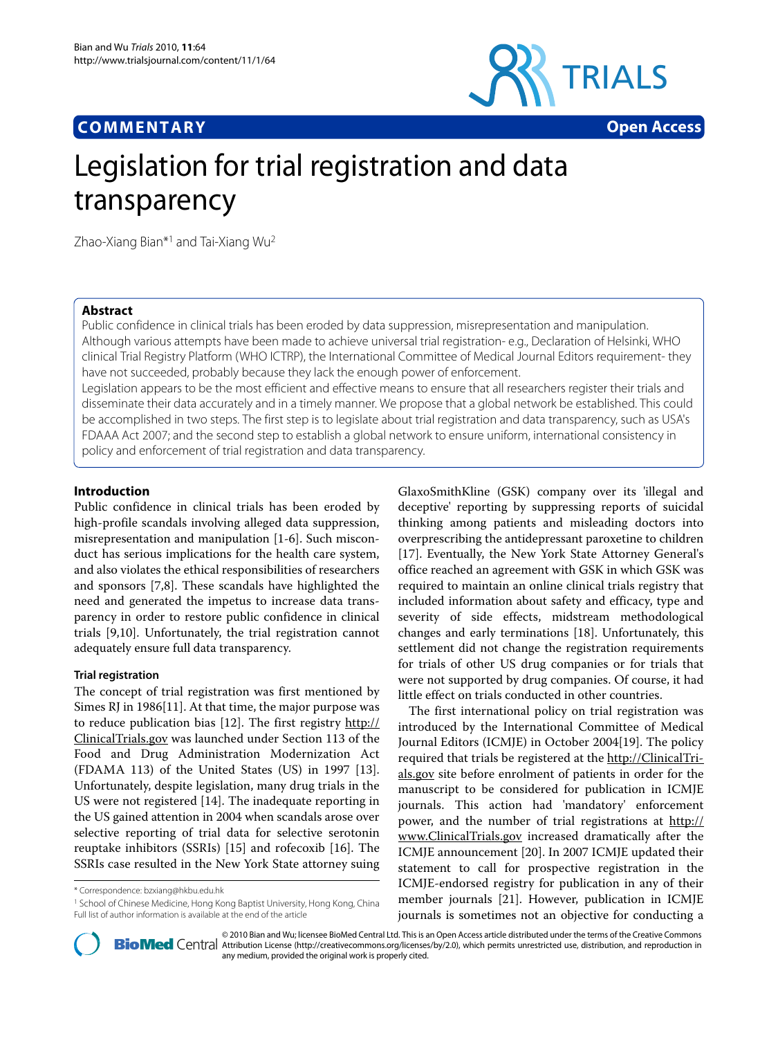**COMMENTARY** **Open Access**

# Legislation for trial registration and data transparency

Zhao-Xiang Bian*[1] and Tai-Xiang Wu[2]

## Abstract

Public confidence in clinical trials has been eroded by data suppression, misrepresentation and manipulation. Although various attempts have been made to achieve universal trial registration- e.g., Declaration of Helsinki, WHO clinical Trial Registry Platform (WHO ICTRP), the International Committee of Medical Journal Editors requirement- they have not succeeded, probably because they lack the enough power of enforcement.

Legislation appears to be the most efficient and effective means to ensure that all researchers register their trials and disseminate their data accurately and in a timely manner. We propose that a global network be established. This could be accomplished in two steps. The first step is to legislate about trial registration and data transparency, such as USA's FDAAA Act 2007; and the second step to establish a global network to ensure uniform, international consistency in policy and enforcement of trial registration and data transparency.

## Introduction

Public confidence in clinical trials has been eroded by high-profile scandals involving alleged data suppression, misrepresentation and manipulation [1-6]. Such misconduct has serious implications for the health care system, and also violates the ethical responsibilities of researchers and sponsors [7,8]. These scandals have highlighted the need and generated the impetus to increase data transparency in order to restore public confidence in clinical trials [9,10]. Unfortunately, the trial registration cannot adequately ensure full data transparency.

### Trial registration

The concept of trial registration was first mentioned by Simes RJ in 1986[11]. At that time, the major purpose was to reduce publication bias [12]. The first registry http://ClinicalTrials.gov was launched under Section 113 of the Food and Drug Administration Modernization Act (FDAMA 113) of the United States (US) in 1997 [13]. Unfortunately, despite legislation, many drug trials in the US were not registered [14]. The inadequate reporting in the US gained attention in 2004 when scandals arose over selective reporting of trial data for selective serotonin reuptake inhibitors (SSRIs) [15] and rofecoxib [16]. The SSRIs case resulted in the New York State attorney suing GlaxoSmithKline (GSK) company over its 'illegal and deceptive' reporting by suppressing reports of suicidal thinking among patients and misleading doctors into overprescribing the antidepressant paroxetine to children [17]. Eventually, the New York State Attorney General's office reached an agreement with GSK in which GSK was required to maintain an online clinical trials registry that included information about safety and efficacy, type and severity of side effects, midstream methodological changes and early terminations [18]. Unfortunately, this settlement did not change the registration requirements for trials of other US drug companies or for trials that were not supported by drug companies. Of course, it had little effect on trials conducted in other countries.

The first international policy on trial registration was introduced by the International Committee of Medical Journal Editors (ICMJE) in October 2004[19]. The policy required that trials be registered at the http://ClinicalTrials.gov site before enrolment of patients in order for the manuscript to be considered for publication in ICMJE journals. This action had 'mandatory' enforcement power, and the number of trial registrations at http://www.ClinicalTrials.gov increased dramatically after the ICMJE announcement [20]. In 2007 ICMJE updated their statement to call for prospective registration in the ICMJE-endorsed registry for publication in any of their member journals [21]. However, publication in ICMJE journals is sometimes not an objective for conducting a

\* Correspondence: bzxiang@hkbu.edu.hk

[1] School of Chinese Medicine, Hong Kong Baptist University, Hong Kong, China
Full list of author information is available at the end of the article

© 2010 Bian and Wu; licensee BioMed Central Ltd. This is an Open Access article distributed under the terms of the Creative Commons Attribution License (http://creativecommons.org/licenses/by/2.0), which permits unrestricted use, distribution, and reproduction in any medium, provided the original work is properly cited.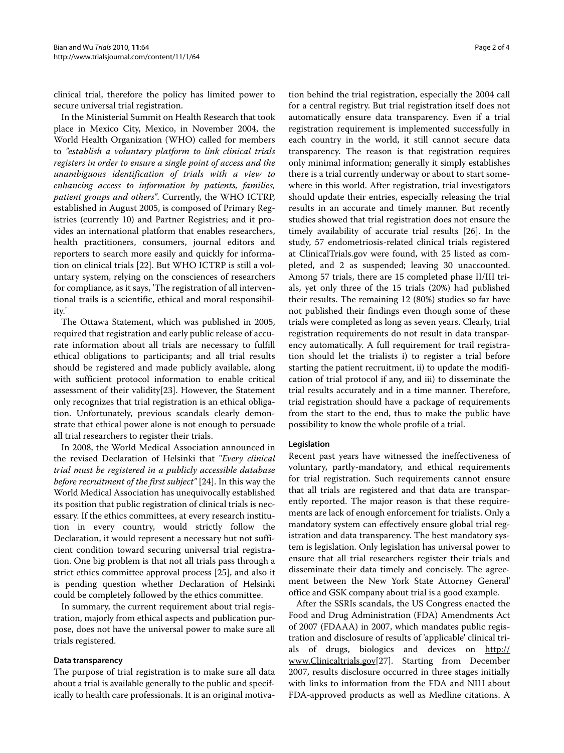clinical trial, therefore the policy has limited power to secure universal trial registration.

In the Ministerial Summit on Health Research that took place in Mexico City, Mexico, in November 2004, the World Health Organization (WHO) called for members to *"establish a voluntary platform to link clinical trials registers in order to ensure a single point of access and the unambiguous identification of trials with a view to enhancing access to information by patients, families, patient groups and others"*. Currently, the WHO ICTRP, established in August 2005, is composed of Primary Registries (currently 10) and Partner Registries; and it provides an international platform that enables researchers, health practitioners, consumers, journal editors and reporters to search more easily and quickly for information on clinical trials [22]. But WHO ICTRP is still a voluntary system, relying on the consciences of researchers for compliance, as it says, 'The registration of all interventional trails is a scientific, ethical and moral responsibility.'

The Ottawa Statement, which was published in 2005, required that registration and early public release of accurate information about all trials are necessary to fulfill ethical obligations to participants; and all trial results should be registered and made publicly available, along with sufficient protocol information to enable critical assessment of their validity[23]. However, the Statement only recognizes that trial registration is an ethical obligation. Unfortunately, previous scandals clearly demonstrate that ethical power alone is not enough to persuade all trial researchers to register their trials.

In 2008, the World Medical Association announced in the revised Declaration of Helsinki that "*Every clinical trial must be registered in a publicly accessible database before recruitment of the first subject"* [24]. In this way the World Medical Association has unequivocally established its position that public registration of clinical trials is necessary. If the ethics committees, at every research institution in every country, would strictly follow the Declaration, it would represent a necessary but not sufficient condition toward securing universal trial registration. One big problem is that not all trials pass through a strict ethics committee approval process [25], and also it is pending question whether Declaration of Helsinki could be completely followed by the ethics committee.

In summary, the current requirement about trial registration, majorly from ethical aspects and publication purpose, does not have the universal power to make sure all trials registered.

### Data transparency

The purpose of trial registration is to make sure all data about a trial is available generally to the public and specifically to health care professionals. It is an original motivation behind the trial registration, especially the 2004 call for a central registry. But trial registration itself does not automatically ensure data transparency. Even if a trial registration requirement is implemented successfully in each country in the world, it still cannot secure data transparency. The reason is that registration requires only minimal information; generally it simply establishes there is a trial currently underway or about to start somewhere in this world. After registration, trial investigators should update their entries, especially releasing the trial results in an accurate and timely manner. But recently studies showed that trial registration does not ensure the timely availability of accurate trial results [26]. In the study, 57 endometriosis-related clinical trials registered at ClinicalTrials.gov were found, with 25 listed as completed, and 2 as suspended; leaving 30 unaccounted. Among 57 trials, there are 15 completed phase II/III trials, yet only three of the 15 trials (20%) had published their results. The remaining 12 (80%) studies so far have not published their findings even though some of these trials were completed as long as seven years. Clearly, trial registration requirements do not result in data transparency automatically. A full requirement for trail registration should let the trialists i) to register a trial before starting the patient recruitment, ii) to update the modification of trial protocol if any, and iii) to disseminate the trial results accurately and in a time manner. Therefore, trial registration should have a package of requirements from the start to the end, thus to make the public have possibility to know the whole profile of a trial.

### Legislation

Recent past years have witnessed the ineffectiveness of voluntary, partly-mandatory, and ethical requirements for trial registration. Such requirements cannot ensure that all trials are registered and that data are transparently reported. The major reason is that these requirements are lack of enough enforcement for trialists. Only a mandatory system can effectively ensure global trial registration and data transparency. The best mandatory system is legislation. Only legislation has universal power to ensure that all trial researchers register their trials and disseminate their data timely and concisely. The agreement between the New York State Attorney General' office and GSK company about trial is a good example.

After the SSRIs scandals, the US Congress enacted the Food and Drug Administration (FDA) Amendments Act of 2007 (FDAAA) in 2007, which mandates public registration and disclosure of results of 'applicable' clinical trials of drugs, biologics and devices on http://www.Clinicaltrials.gov[27]. Starting from December 2007, results disclosure occurred in three stages initially with links to information from the FDA and NIH about FDA-approved products as well as Medline citations. A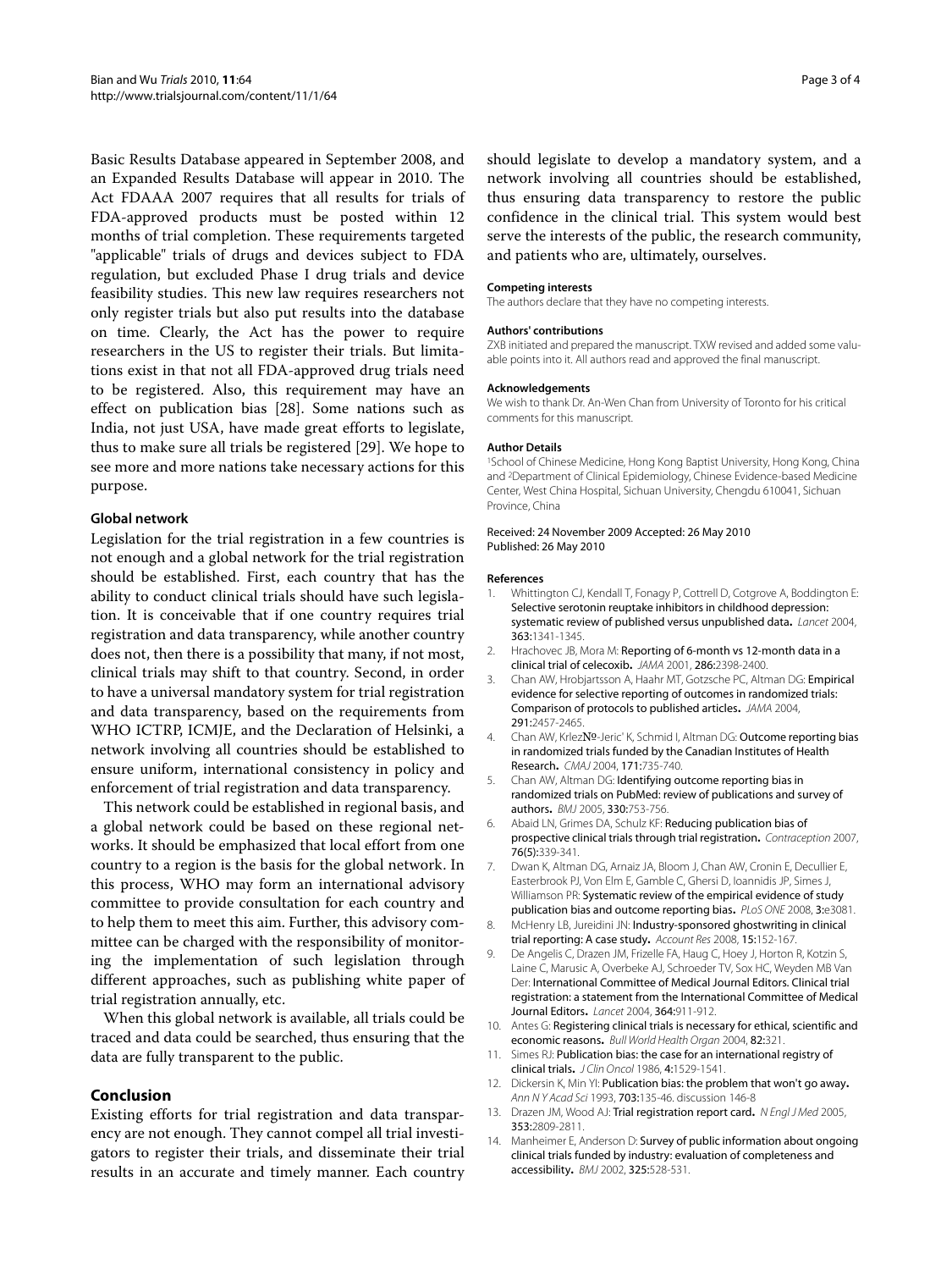Basic Results Database appeared in September 2008, and an Expanded Results Database will appear in 2010. The Act FDAAA 2007 requires that all results for trials of FDA-approved products must be posted within 12 months of trial completion. These requirements targeted "applicable" trials of drugs and devices subject to FDA regulation, but excluded Phase I drug trials and device feasibility studies. This new law requires researchers not only register trials but also put results into the database on time. Clearly, the Act has the power to require researchers in the US to register their trials. But limitations exist in that not all FDA-approved drug trials need to be registered. Also, this requirement may have an effect on publication bias [28]. Some nations such as India, not just USA, have made great efforts to legislate, thus to make sure all trials be registered [29]. We hope to see more and more nations take necessary actions for this purpose.

### Global network

Legislation for the trial registration in a few countries is not enough and a global network for the trial registration should be established. First, each country that has the ability to conduct clinical trials should have such legislation. It is conceivable that if one country requires trial registration and data transparency, while another country does not, then there is a possibility that many, if not most, clinical trials may shift to that country. Second, in order to have a universal mandatory system for trial registration and data transparency, based on the requirements from WHO ICTRP, ICMJE, and the Declaration of Helsinki, a network involving all countries should be established to ensure uniform, international consistency in policy and enforcement of trial registration and data transparency.

This network could be established in regional basis, and a global network could be based on these regional networks. It should be emphasized that local effort from one country to a region is the basis for the global network. In this process, WHO may form an international advisory committee to provide consultation for each country and to help them to meet this aim. Further, this advisory committee can be charged with the responsibility of monitoring the implementation of such legislation through different approaches, such as publishing white paper of trial registration annually, etc.

When this global network is available, all trials could be traced and data could be searched, thus ensuring that the data are fully transparent to the public.

## Conclusion

Existing efforts for trial registration and data transparency are not enough. They cannot compel all trial investigators to register their trials, and disseminate their trial results in an accurate and timely manner. Each country should legislate to develop a mandatory system, and a network involving all countries should be established, thus ensuring data transparency to restore the public confidence in the clinical trial. This system would best serve the interests of the public, the research community, and patients who are, ultimately, ourselves.

#### Competing interests

The authors declare that they have no competing interests.

#### Authors' contributions

ZXB initiated and prepared the manuscript. TXW revised and added some valuable points into it. All authors read and approved the final manuscript.

#### Acknowledgements

We wish to thank Dr. An-Wen Chan from University of Toronto for his critical comments for this manuscript.

#### Author Details

[1]School of Chinese Medicine, Hong Kong Baptist University, Hong Kong, China and [2]Department of Clinical Epidemiology, Chinese Evidence-based Medicine Center, West China Hospital, Sichuan University, Chengdu 610041, Sichuan Province, China

Received: 24 November 2009 Accepted: 26 May 2010
Published: 26 May 2010

#### References

1. Whittington CJ, Kendall T, Fonagy P, Cottrell D, Cotgrove A, Boddington E: **Selective serotonin reuptake inhibitors in childhood depression: systematic review of published versus unpublished data.** *Lancet* 2004, **363**:1341-1345.
2. Hrachovec JB, Mora M: **Reporting of 6-month vs 12-month data in a clinical trial of celecoxib.** *JAMA* 2001, **286**:2398-2400.
3. Chan AW, Hrobjartsson A, Haahr MT, Gotzsche PC, Altman DG: **Empirical evidence for selective reporting of outcomes in randomized trials: Comparison of protocols to published articles.** *JAMA* 2004, **291**:2457-2465.
4. Chan AW, Krle№-Jeric' K, Schmid I, Altman DG: **Outcome reporting bias in randomized trials funded by the Canadian Institutes of Health Research.** *CMAJ* 2004, **171**:735-740.
5. Chan AW, Altman DG: **Identifying outcome reporting bias in randomized trials on PubMed: review of publications and survey of authors.** *BMJ* 2005, **330**:753-756.
6. Abaid LN, Grimes DA, Schulz KF: **Reducing publication bias of prospective clinical trials through trial registration.** *Contraception* 2007, **76(5)**:339-341.
7. Dwan K, Altman DG, Arnaiz JA, Bloom J, Chan AW, Cronin E, Decullier E, Easterbrook PJ, Von Elm E, Gamble C, Ghersi D, Ioannidis JP, Simes J, Williamson PR: **Systematic review of the empirical evidence of study publication bias and outcome reporting bias.** *PLoS ONE* 2008, **3**:e3081.
8. McHenry LB, Jureidini JN: **Industry-sponsored ghostwriting in clinical trial reporting: A case study.** *Account Res* 2008, **15**:152-167.
9. De Angelis C, Drazen JM, Frizelle FA, Haug C, Hoey J, Horton R, Kotzin S, Laine C, Marusic A, Overbeke AJ, Schroeder TV, Sox HC, Weyden MB Van Der: **International Committee of Medical Journal Editors. Clinical trial registration: a statement from the International Committee of Medical Journal Editors.** *Lancet* 2004, **364**:911-912.
10. Antes G: **Registering clinical trials is necessary for ethical, scientific and economic reasons.** *Bull World Health Organ* 2004, **82**:321.
11. Simes RJ: **Publication bias: the case for an international registry of clinical trials.** *J Clin Oncol* 1986, **4**:1529-1541.
12. Dickersin K, Min YI: **Publication bias: the problem that won't go away.** *Ann N Y Acad Sci* 1993, **703**:135-46. discussion 146-8
13. Drazen JM, Wood AJ: **Trial registration report card.** *N Engl J Med* 2005, **353**:2809-2811.
14. Manheimer E, Anderson D: **Survey of public information about ongoing clinical trials funded by industry: evaluation of completeness and accessibility.** *BMJ* 2002, **325**:528-531.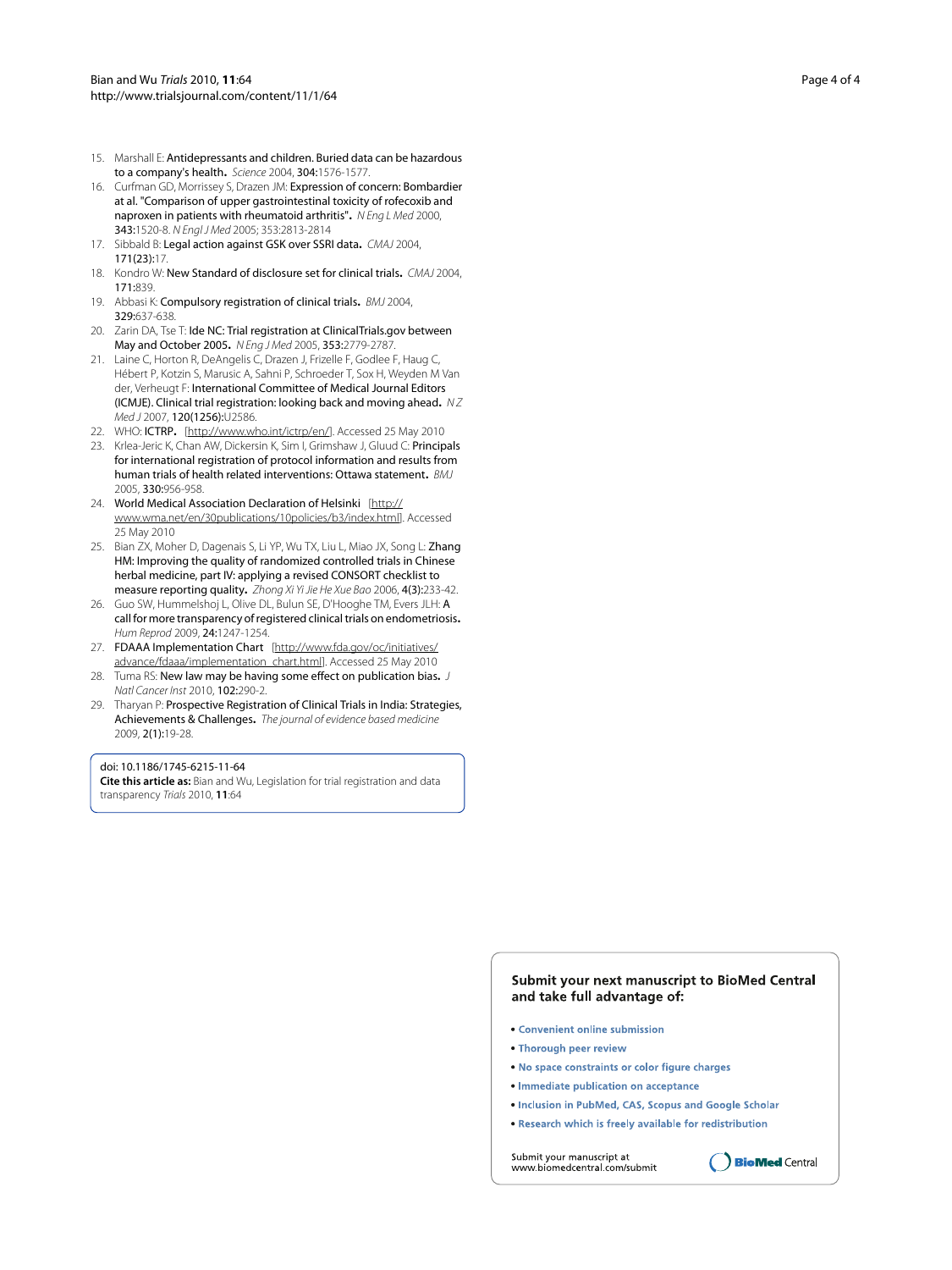15. Marshall E: **Antidepressants and children. Buried data can be hazardous to a company's health.** *Science* 2004, **304**:1576-1577.
16. Curfman GD, Morrissey S, Drazen JM: **Expression of concern: Bombardier at al. "Comparison of upper gastrointestinal toxicity of rofecoxib and naproxen in patients with rheumatoid arthritis".** *N Eng L Med* 2000, **343**:1520-8. *N Engl J Med* 2005; 353:2813-2814
17. Sibbald B: **Legal action against GSK over SSRI data.** *CMAJ* 2004, **171(23)**:17.
18. Kondro W: **New Standard of disclosure set for clinical trials.** *CMAJ* 2004, **171**:839.
19. Abbasi K: **Compulsory registration of clinical trials.** *BMJ* 2004, **329**:637-638.
20. Zarin DA, Tse T: **Ide NC: Trial registration at ClinicalTrials.gov between May and October 2005.** *N Eng J Med* 2005, **353**:2779-2787.
21. Laine C, Horton R, DeAngelis C, Drazen J, Frizelle F, Godlee F, Haug C, Hébert P, Kotzin S, Marusic A, Sahni P, Schroeder T, Sox H, Weyden M Van der, Verheugt F: **International Committee of Medical Journal Editors (ICMJE). Clinical trial registration: looking back and moving ahead.** *N Z Med J* 2007, **120(1256)**:U2586.
22. WHO: **ICTRP.** [http://www.who.int/ictrp/en/]. Accessed 25 May 2010
23. Krlea-Jeric K, Chan AW, Dickersin K, Sim I, Grimshaw J, Gluud C: **Principals for international registration of protocol information and results from human trials of health related interventions: Ottawa statement.** *BMJ* 2005, **330**:956-958.
24. **World Medical Association Declaration of Helsinki** [http://www.wma.net/en/30publications/10policies/b3/index.html]. Accessed 25 May 2010
25. Bian ZX, Moher D, Dagenais S, Li YP, Wu TX, Liu L, Miao JX, Song L: **Zhang HM: Improving the quality of randomized controlled trials in Chinese herbal medicine, part IV: applying a revised CONSORT checklist to measure reporting quality.** *Zhong Xi Yi Jie He Xue Bao* 2006, **4(3)**:233-42.
26. Guo SW, Hummelshoj L, Olive DL, Bulun SE, D'Hooghe TM, Evers JLH: **A call for more transparency of registered clinical trials on endometriosis.** *Hum Reprod* 2009, **24**:1247-1254.
27. **FDAAA Implementation Chart** [http://www.fda.gov/oc/initiatives/advance/fdaaa/implementation_chart.html]. Accessed 25 May 2010
28. Tuma RS: **New law may be having some effect on publication bias.** *J Natl Cancer Inst* 2010, **102**:290-2.
29. Tharyan P: **Prospective Registration of Clinical Trials in India: Strategies, Achievements & Challenges.** *The journal of evidence based medicine* 2009, **2(1)**:19-28.

doi: 10.1186/1745-6215-11-64
**Cite this article as:** Bian and Wu, Legislation for trial registration and data transparency *Trials* 2010, **11**:64

**Submit your next manuscript to BioMed Central and take full advantage of:**

- Convenient online submission
- Thorough peer review
- No space constraints or color figure charges
- Immediate publication on acceptance
- Inclusion in PubMed, CAS, Scopus and Google Scholar
- Research which is freely available for redistribution

Submit your manuscript at www.biomedcentral.com/submit

BioMed Central